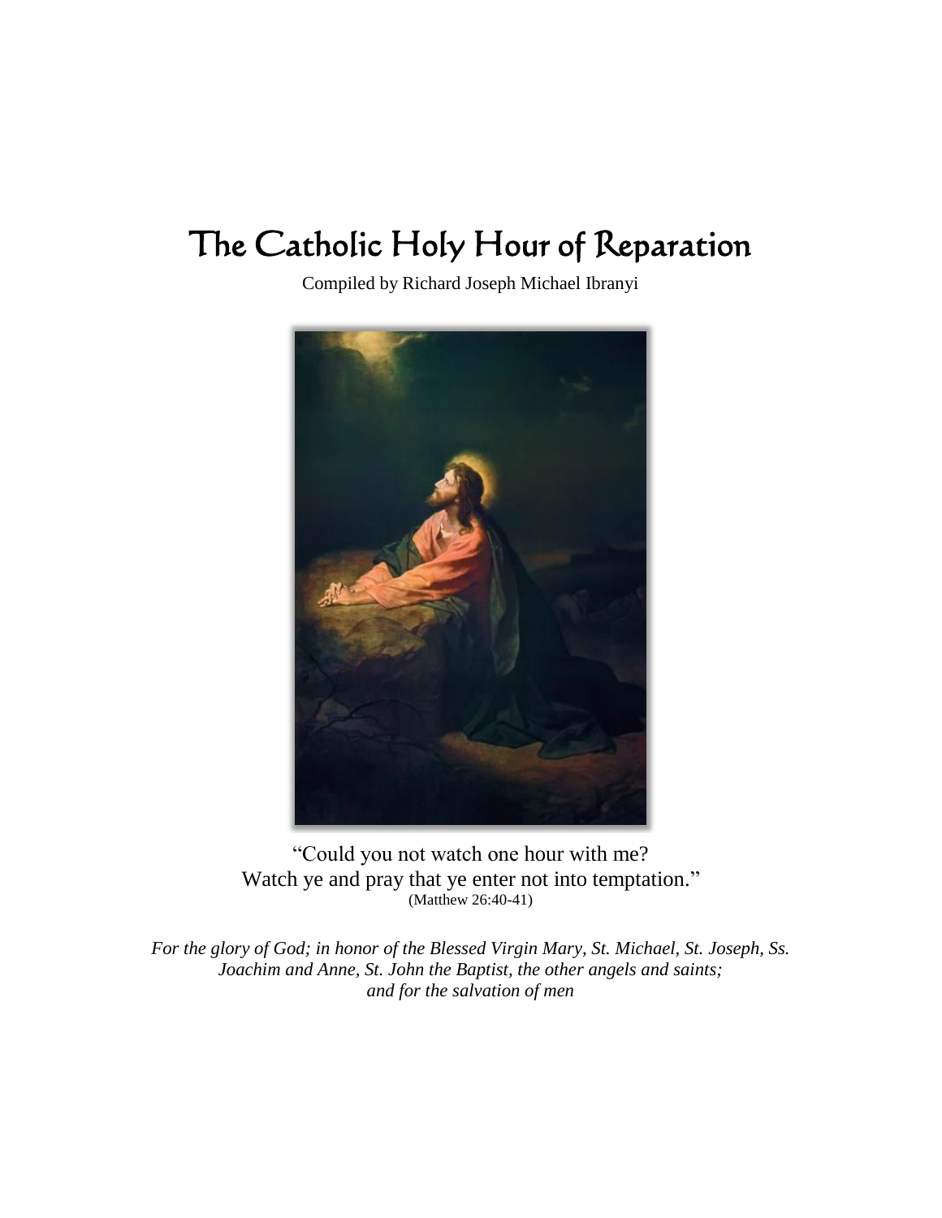# The Catholic Holy Hour of Reparation

Compiled by Richard Joseph Michael Ibranyi

"Could you not watch one hour with me?
Watch ye and pray that ye enter not into temptation."
(Matthew 26:40-41)

*For the glory of God; in honor of the Blessed Virgin Mary, St. Michael, St. Joseph, Ss. Joachim and Anne, St. John the Baptist, the other angels and saints; and for the salvation of men*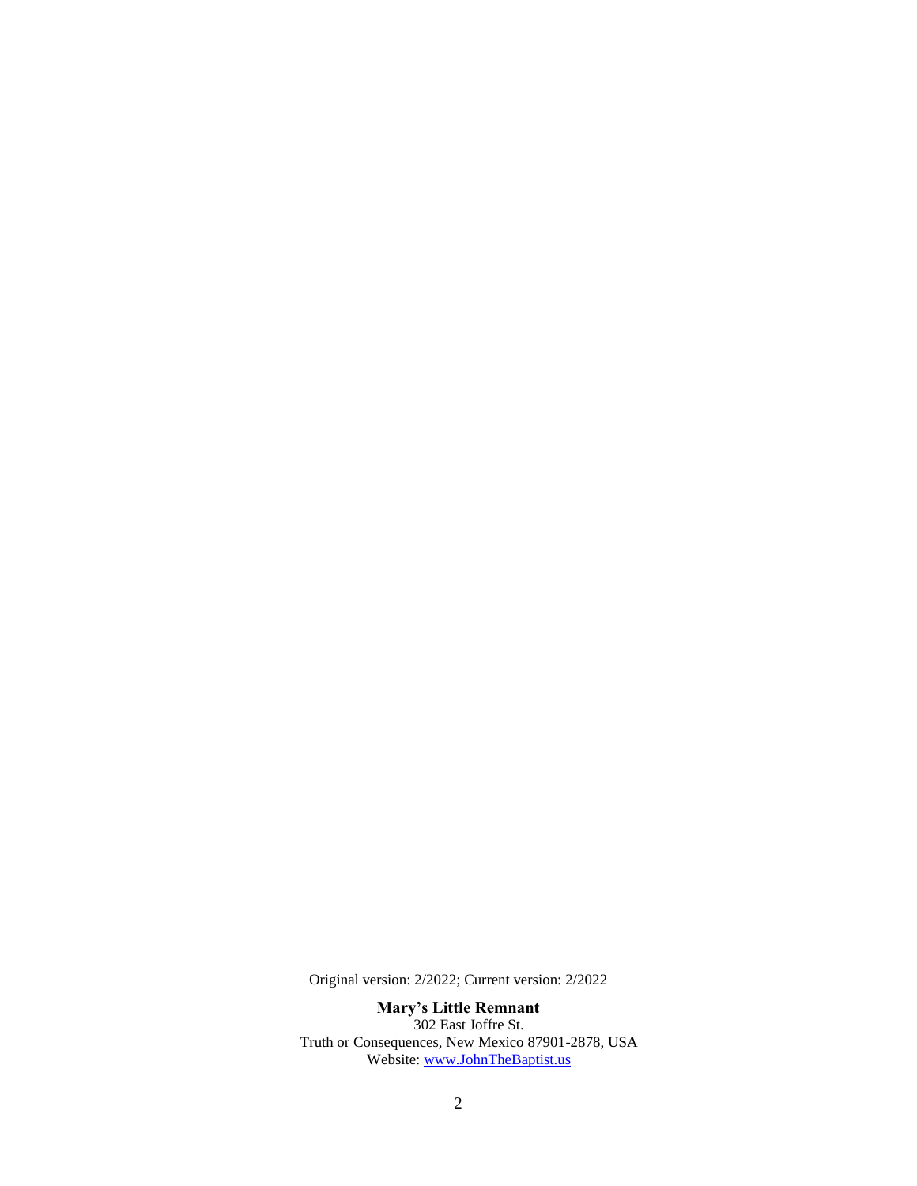Original version: 2/2022; Current version: 2/2022

**Mary's Little Remnant**
302 East Joffre St.
Truth or Consequences, New Mexico 87901-2878, USA
Website: [www.JohnTheBaptist.us](http://www.JohnTheBaptist.us)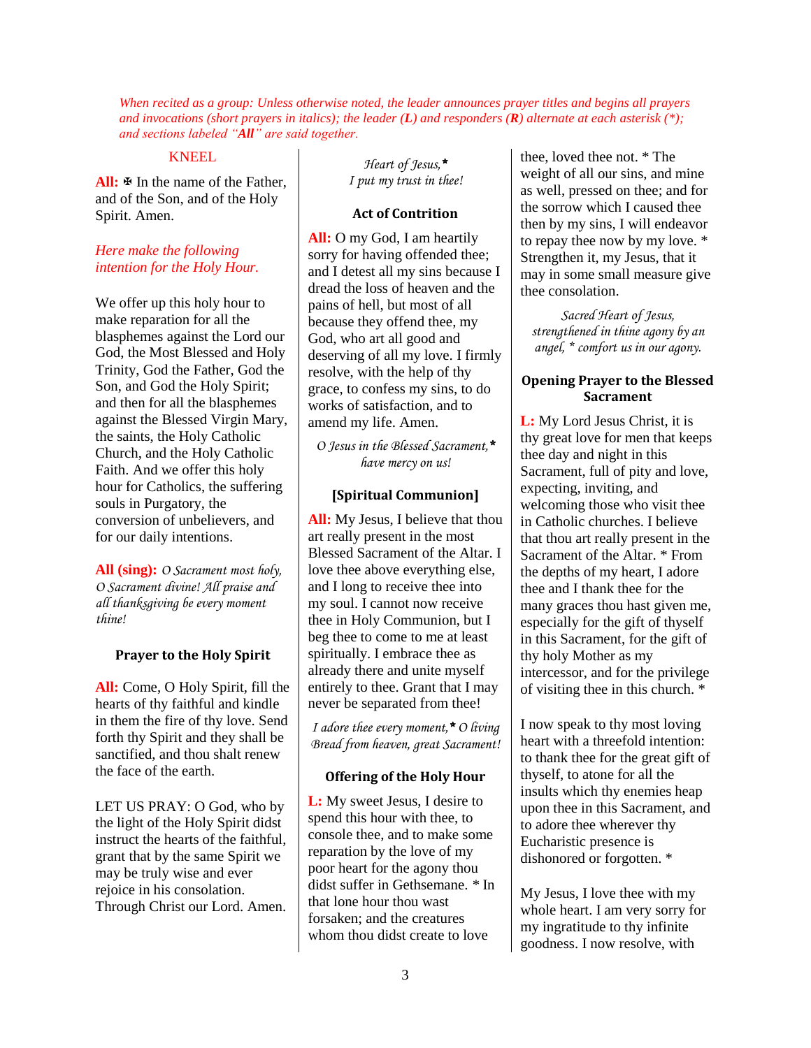*When recited as a group: Unless otherwise noted, the leader announces prayer titles and begins all prayers and invocations (short prayers in italics); the leader (**L**) and responders (**R**) alternate at each asterisk (*); and sections labeled "**All**" are said together.*

KNEEL

**All:** ✠ In the name of the Father, and of the Son, and of the Holy Spirit. Amen.

*Here make the following intention for the Holy Hour.*

We offer up this holy hour to make reparation for all the blasphemes against the Lord our God, the Most Blessed and Holy Trinity, God the Father, God the Son, and God the Holy Spirit; and then for all the blasphemes against the Blessed Virgin Mary, the saints, the Holy Catholic Church, and the Holy Catholic Faith. And we offer this holy hour for Catholics, the suffering souls in Purgatory, the conversion of unbelievers, and for our daily intentions.

**All (sing):** *O Sacrament most holy, O Sacrament divine! All praise and all thanksgiving be every moment thine!*

### Prayer to the Holy Spirit

**All:** Come, O Holy Spirit, fill the hearts of thy faithful and kindle in them the fire of thy love. Send forth thy Spirit and they shall be sanctified, and thou shalt renew the face of the earth.

LET US PRAY: O God, who by the light of the Holy Spirit didst instruct the hearts of the faithful, grant that by the same Spirit we may be truly wise and ever rejoice in his consolation. Through Christ our Lord. Amen.

*Heart of Jesus,** *
*I put my trust in thee!*

### Act of Contrition

**All:** O my God, I am heartily sorry for having offended thee; and I detest all my sins because I dread the loss of heaven and the pains of hell, but most of all because they offend thee, my God, who art all good and deserving of all my love. I firmly resolve, with the help of thy grace, to confess my sins, to do works of satisfaction, and to amend my life. Amen.

*O Jesus in the Blessed Sacrament,** *
*have mercy on us!*

### [Spiritual Communion]

**All:** My Jesus, I believe that thou art really present in the most Blessed Sacrament of the Altar. I love thee above everything else, and I long to receive thee into my soul. I cannot now receive thee in Holy Communion, but I beg thee to come to me at least spiritually. I embrace thee as already there and unite myself entirely to thee. Grant that I may never be separated from thee!

*I adore thee every moment,** * *O living Bread from heaven, great Sacrament!*

### Offering of the Holy Hour

**L:** My sweet Jesus, I desire to spend this hour with thee, to console thee, and to make some reparation by the love of my poor heart for the agony thou didst suffer in Gethsemane. * In that lone hour thou wast forsaken; and the creatures whom thou didst create to love thee, loved thee not. * The weight of all our sins, and mine as well, pressed on thee; and for the sorrow which I caused thee then by my sins, I will endeavor to repay thee now by my love. * Strengthen it, my Jesus, that it may in some small measure give thee consolation.

*Sacred Heart of Jesus, strengthened in thine agony by an angel, * comfort us in our agony.*

### Opening Prayer to the Blessed Sacrament

**L:** My Lord Jesus Christ, it is thy great love for men that keeps thee day and night in this Sacrament, full of pity and love, expecting, inviting, and welcoming those who visit thee in Catholic churches. I believe that thou art really present in the Sacrament of the Altar. * From the depths of my heart, I adore thee and I thank thee for the many graces thou hast given me, especially for the gift of thyself in this Sacrament, for the gift of thy holy Mother as my intercessor, and for the privilege of visiting thee in this church. *

I now speak to thy most loving heart with a threefold intention: to thank thee for the great gift of thyself, to atone for all the insults which thy enemies heap upon thee in this Sacrament, and to adore thee wherever thy Eucharistic presence is dishonored or forgotten. *

My Jesus, I love thee with my whole heart. I am very sorry for my ingratitude to thy infinite goodness. I now resolve, with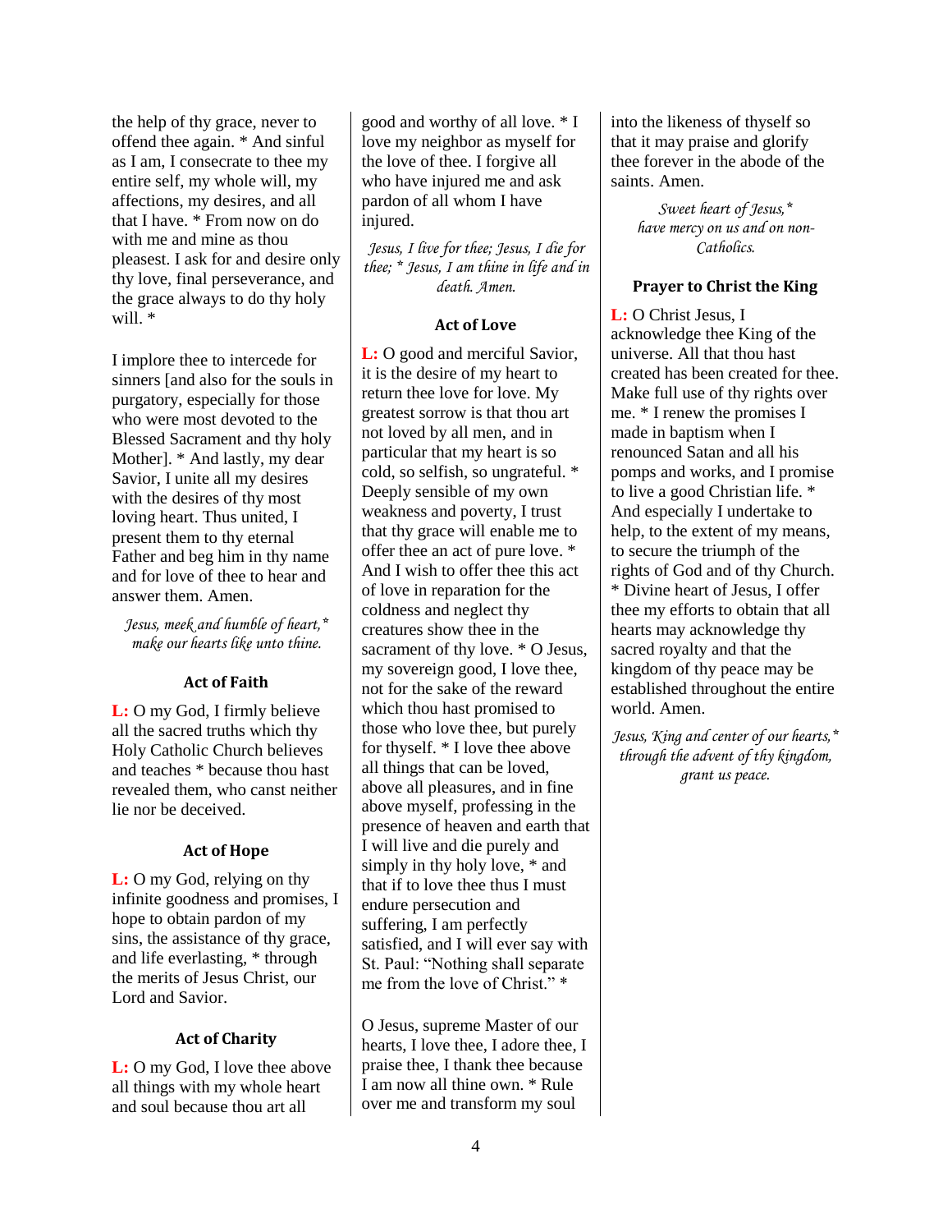the help of thy grace, never to offend thee again. * And sinful as I am, I consecrate to thee my entire self, my whole will, my affections, my desires, and all that I have. * From now on do with me and mine as thou pleasest. I ask for and desire only thy love, final perseverance, and the grace always to do thy holy will. *

I implore thee to intercede for sinners [and also for the souls in purgatory, especially for those who were most devoted to the Blessed Sacrament and thy holy Mother]. * And lastly, my dear Savior, I unite all my desires with the desires of thy most loving heart. Thus united, I present them to thy eternal Father and beg him in thy name and for love of thee to hear and answer them. Amen.

*Jesus, meek and humble of heart,\* make our hearts like unto thine.*

### Act of Faith

**L:** O my God, I firmly believe all the sacred truths which thy Holy Catholic Church believes and teaches * because thou hast revealed them, who canst neither lie nor be deceived.

### Act of Hope

**L:** O my God, relying on thy infinite goodness and promises, I hope to obtain pardon of my sins, the assistance of thy grace, and life everlasting, * through the merits of Jesus Christ, our Lord and Savior.

### Act of Charity

**L:** O my God, I love thee above all things with my whole heart and soul because thou art all good and worthy of all love. * I love my neighbor as myself for the love of thee. I forgive all who have injured me and ask pardon of all whom I have injured.

*Jesus, I live for thee; Jesus, I die for thee; \* Jesus, I am thine in life and in death. Amen.*

### Act of Love

**L:** O good and merciful Savior, it is the desire of my heart to return thee love for love. My greatest sorrow is that thou art not loved by all men, and in particular that my heart is so cold, so selfish, so ungrateful. * Deeply sensible of my own weakness and poverty, I trust that thy grace will enable me to offer thee an act of pure love. * And I wish to offer thee this act of love in reparation for the coldness and neglect thy creatures show thee in the sacrament of thy love. * O Jesus, my sovereign good, I love thee, not for the sake of the reward which thou hast promised to those who love thee, but purely for thyself. * I love thee above all things that can be loved, above all pleasures, and in fine above myself, professing in the presence of heaven and earth that I will live and die purely and simply in thy holy love, * and that if to love thee thus I must endure persecution and suffering, I am perfectly satisfied, and I will ever say with St. Paul: "Nothing shall separate me from the love of Christ." *

O Jesus, supreme Master of our hearts, I love thee, I adore thee, I praise thee, I thank thee because I am now all thine own. * Rule over me and transform my soul into the likeness of thyself so that it may praise and glorify thee forever in the abode of the saints. Amen.

*Sweet heart of Jesus,\* have mercy on us and on non-Catholics.*

### Prayer to Christ the King

**L:** O Christ Jesus, I acknowledge thee King of the universe. All that thou hast created has been created for thee. Make full use of thy rights over me. * I renew the promises I made in baptism when I renounced Satan and all his pomps and works, and I promise to live a good Christian life. * And especially I undertake to help, to the extent of my means, to secure the triumph of the rights of God and of thy Church. * Divine heart of Jesus, I offer thee my efforts to obtain that all hearts may acknowledge thy sacred royalty and that the kingdom of thy peace may be established throughout the entire world. Amen.

*Jesus, King and center of our hearts,\* through the advent of thy kingdom, grant us peace.*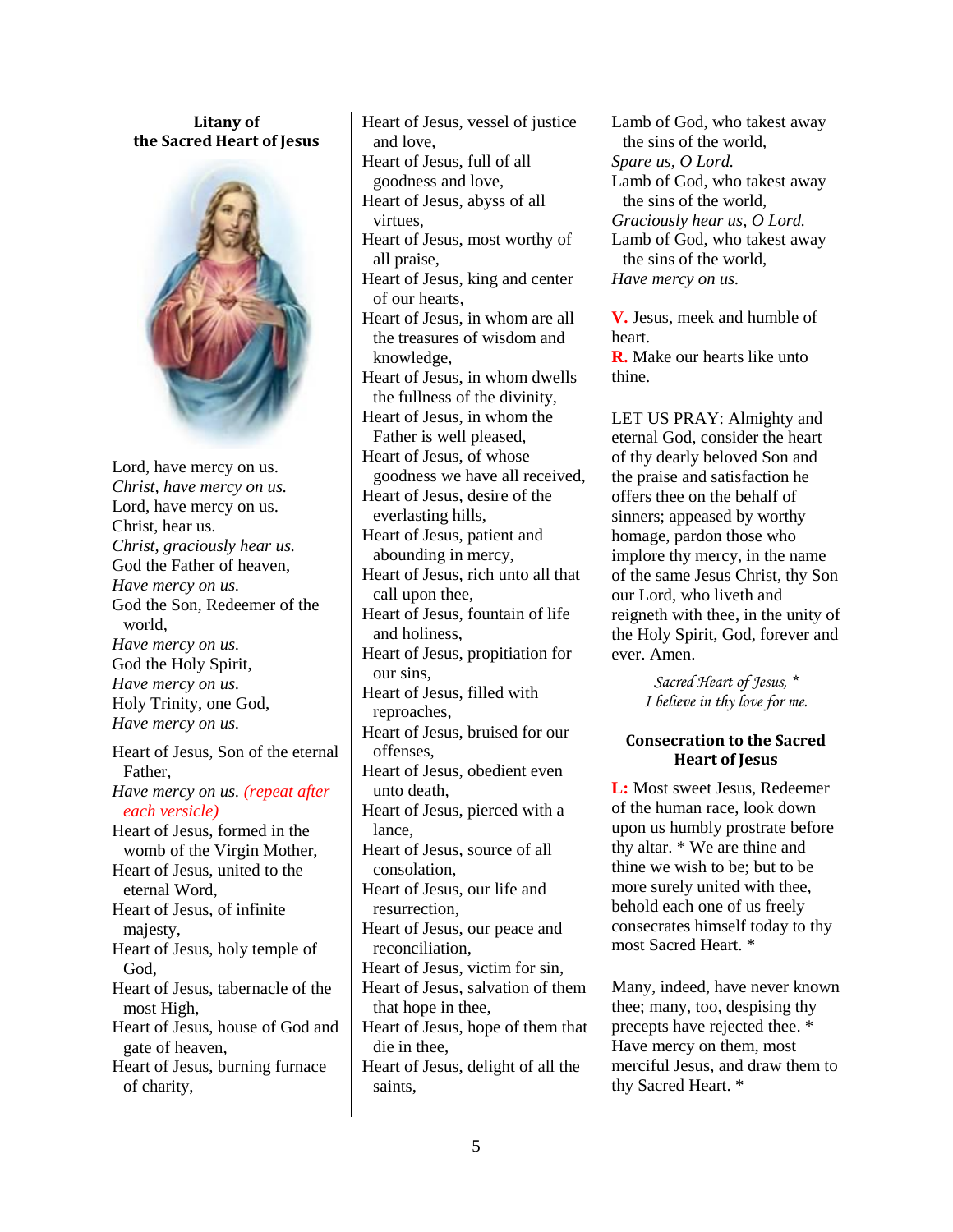## Litany of the Sacred Heart of Jesus

Lord, have mercy on us.
*Christ, have mercy on us.*
Lord, have mercy on us.
Christ, hear us.
*Christ, graciously hear us.*
God the Father of heaven,
*Have mercy on us.*
God the Son, Redeemer of the world,
*Have mercy on us.*
God the Holy Spirit,
*Have mercy on us.*
Holy Trinity, one God,
*Have mercy on us.*

Heart of Jesus, Son of the eternal Father,
*Have mercy on us. (repeat after each versicle)*
Heart of Jesus, formed in the womb of the Virgin Mother,
Heart of Jesus, united to the eternal Word,
Heart of Jesus, of infinite majesty,
Heart of Jesus, holy temple of God,
Heart of Jesus, tabernacle of the most High,
Heart of Jesus, house of God and gate of heaven,
Heart of Jesus, burning furnace of charity,
Heart of Jesus, vessel of justice and love,
Heart of Jesus, full of all goodness and love,
Heart of Jesus, abyss of all virtues,
Heart of Jesus, most worthy of all praise,
Heart of Jesus, king and center of our hearts,
Heart of Jesus, in whom are all the treasures of wisdom and knowledge,
Heart of Jesus, in whom dwells the fullness of the divinity,
Heart of Jesus, in whom the Father is well pleased,
Heart of Jesus, of whose goodness we have all received,
Heart of Jesus, desire of the everlasting hills,
Heart of Jesus, patient and abounding in mercy,
Heart of Jesus, rich unto all that call upon thee,
Heart of Jesus, fountain of life and holiness,
Heart of Jesus, propitiation for our sins,
Heart of Jesus, filled with reproaches,
Heart of Jesus, bruised for our offenses,
Heart of Jesus, obedient even unto death,
Heart of Jesus, pierced with a lance,
Heart of Jesus, source of all consolation,
Heart of Jesus, our life and resurrection,
Heart of Jesus, our peace and reconciliation,
Heart of Jesus, victim for sin,
Heart of Jesus, salvation of them that hope in thee,
Heart of Jesus, hope of them that die in thee,
Heart of Jesus, delight of all the saints,

Lamb of God, who takest away the sins of the world,
*Spare us, O Lord.*
Lamb of God, who takest away the sins of the world,
*Graciously hear us, O Lord.*
Lamb of God, who takest away the sins of the world,
*Have mercy on us.*

**V.** Jesus, meek and humble of heart.
**R.** Make our hearts like unto thine.

LET US PRAY: Almighty and eternal God, consider the heart of thy dearly beloved Son and the praise and satisfaction he offers thee on the behalf of sinners; appeased by worthy homage, pardon those who implore thy mercy, in the name of the same Jesus Christ, thy Son our Lord, who liveth and reigneth with thee, in the unity of the Holy Spirit, God, forever and ever. Amen.

*Sacred Heart of Jesus, \**
*I believe in thy love for me.*

## Consecration to the Sacred Heart of Jesus

**L:** Most sweet Jesus, Redeemer of the human race, look down upon us humbly prostrate before thy altar. * We are thine and thine we wish to be; but to be more surely united with thee, behold each one of us freely consecrates himself today to thy most Sacred Heart. *

Many, indeed, have never known thee; many, too, despising thy precepts have rejected thee. * Have mercy on them, most merciful Jesus, and draw them to thy Sacred Heart. *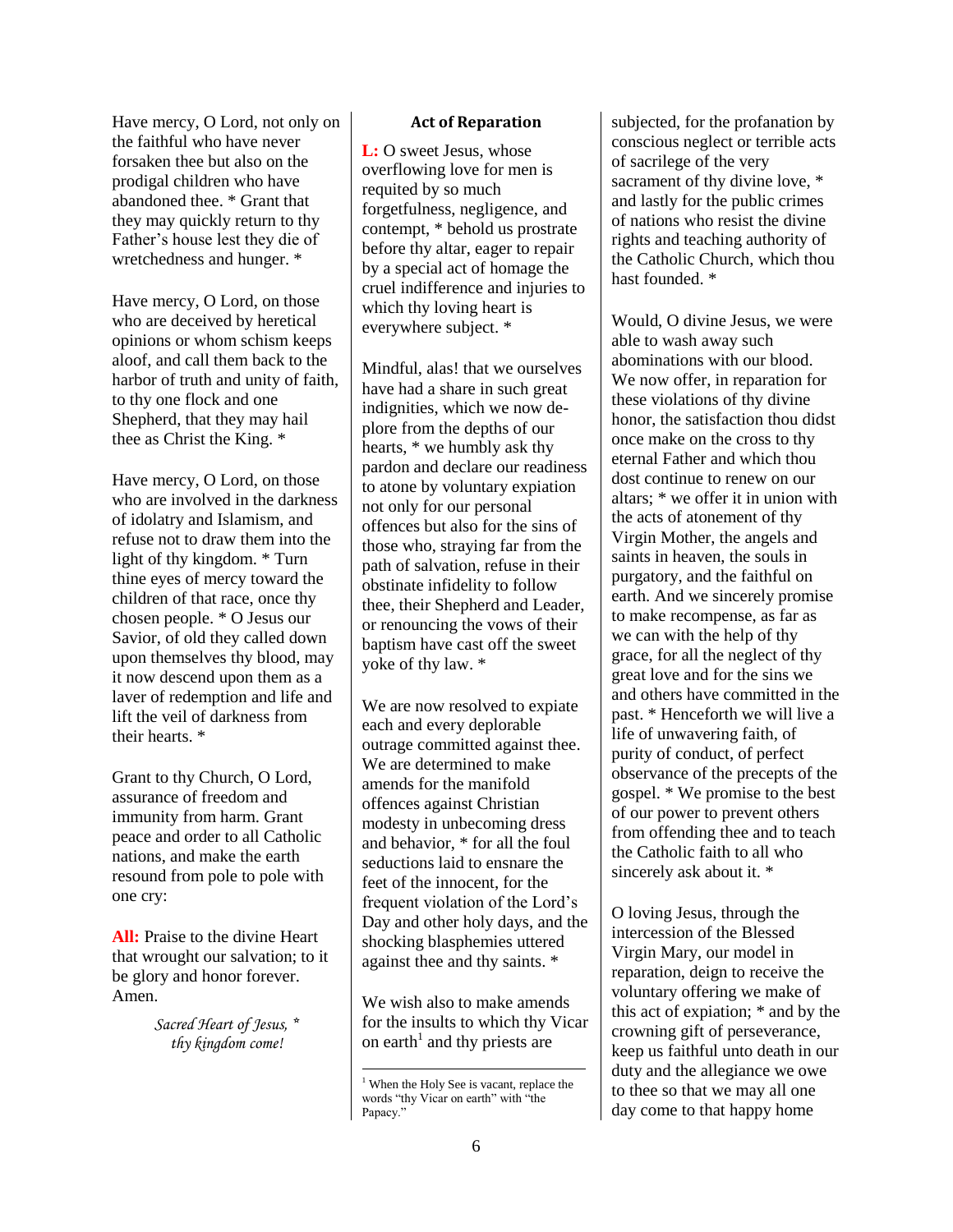Have mercy, O Lord, not only on the faithful who have never forsaken thee but also on the prodigal children who have abandoned thee. * Grant that they may quickly return to thy Father's house lest they die of wretchedness and hunger. *

Have mercy, O Lord, on those who are deceived by heretical opinions or whom schism keeps aloof, and call them back to the harbor of truth and unity of faith, to thy one flock and one Shepherd, that they may hail thee as Christ the King. *

Have mercy, O Lord, on those who are involved in the darkness of idolatry and Islamism, and refuse not to draw them into the light of thy kingdom. * Turn thine eyes of mercy toward the children of that race, once thy chosen people. * O Jesus our Savior, of old they called down upon themselves thy blood, may it now descend upon them as a laver of redemption and life and lift the veil of darkness from their hearts. *

Grant to thy Church, O Lord, assurance of freedom and immunity from harm. Grant peace and order to all Catholic nations, and make the earth resound from pole to pole with one cry:

**All:** Praise to the divine Heart that wrought our salvation; to it be glory and honor forever. Amen.

*Sacred Heart of Jesus, * thy kingdom come!*

### Act of Reparation

**L:** O sweet Jesus, whose overflowing love for men is requited by so much forgetfulness, negligence, and contempt, * behold us prostrate before thy altar, eager to repair by a special act of homage the cruel indifference and injuries to which thy loving heart is everywhere subject. *

Mindful, alas! that we ourselves have had a share in such great indignities, which we now deplore from the depths of our hearts, * we humbly ask thy pardon and declare our readiness to atone by voluntary expiation not only for our personal offences but also for the sins of those who, straying far from the path of salvation, refuse in their obstinate infidelity to follow thee, their Shepherd and Leader, or renouncing the vows of their baptism have cast off the sweet yoke of thy law. *

We are now resolved to expiate each and every deplorable outrage committed against thee. We are determined to make amends for the manifold offences against Christian modesty in unbecoming dress and behavior, * for all the foul seductions laid to ensnare the feet of the innocent, for the frequent violation of the Lord's Day and other holy days, and the shocking blasphemies uttered against thee and thy saints. *

We wish also to make amends for the insults to which thy Vicar on earth[1] and thy priests are subjected, for the profanation by conscious neglect or terrible acts of sacrilege of the very sacrament of thy divine love, * and lastly for the public crimes of nations who resist the divine rights and teaching authority of the Catholic Church, which thou hast founded. *

Would, O divine Jesus, we were able to wash away such abominations with our blood. We now offer, in reparation for these violations of thy divine honor, the satisfaction thou didst once make on the cross to thy eternal Father and which thou dost continue to renew on our altars; * we offer it in union with the acts of atonement of thy Virgin Mother, the angels and saints in heaven, the souls in purgatory, and the faithful on earth. And we sincerely promise to make recompense, as far as we can with the help of thy grace, for all the neglect of thy great love and for the sins we and others have committed in the past. * Henceforth we will live a life of unwavering faith, of purity of conduct, of perfect observance of the precepts of the gospel. * We promise to the best of our power to prevent others from offending thee and to teach the Catholic faith to all who sincerely ask about it. *

O loving Jesus, through the intercession of the Blessed Virgin Mary, our model in reparation, deign to receive the voluntary offering we make of this act of expiation; * and by the crowning gift of perseverance, keep us faithful unto death in our duty and the allegiance we owe to thee so that we may all one day come to that happy home

[1] When the Holy See is vacant, replace the words "thy Vicar on earth" with "the Papacy."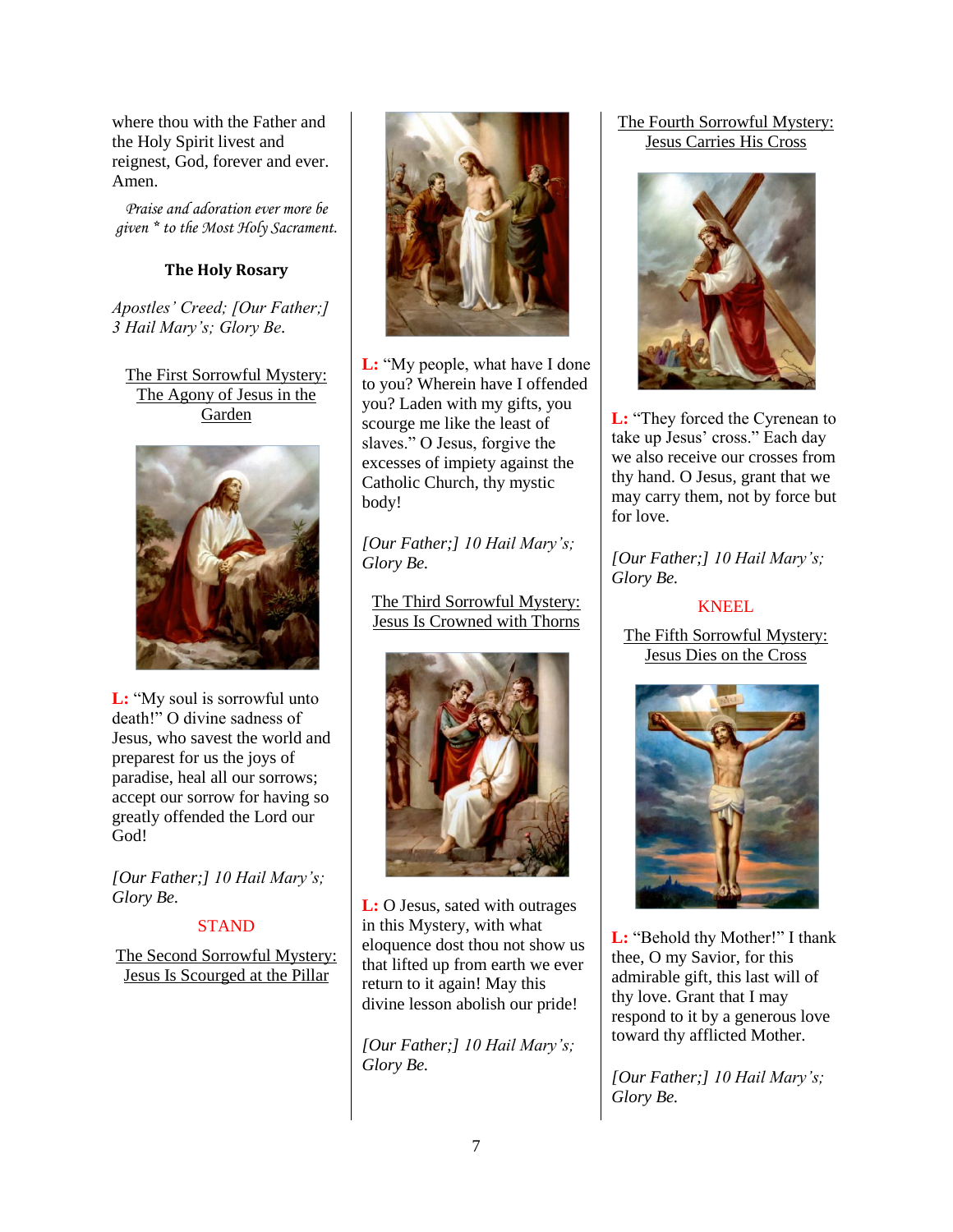where thou with the Father and the Holy Spirit livest and reignest, God, forever and ever. Amen.

*Praise and adoration ever more be given * to the Most Holy Sacrament.*

**The Holy Rosary**

*Apostles' Creed; [Our Father;] 3 Hail Mary's; Glory Be.*

<u>The First Sorrowful Mystery: The Agony of Jesus in the Garden</u>

**L:** "My soul is sorrowful unto death!" O divine sadness of Jesus, who savest the world and preparest for us the joys of paradise, heal all our sorrows; accept our sorrow for having so greatly offended the Lord our God!

*[Our Father;] 10 Hail Mary's; Glory Be.*

STAND

<u>The Second Sorrowful Mystery: Jesus Is Scourged at the Pillar</u>

**L:** "My people, what have I done to you? Wherein have I offended you? Laden with my gifts, you scourge me like the least of slaves." O Jesus, forgive the excesses of impiety against the Catholic Church, thy mystic body!

*[Our Father;] 10 Hail Mary's; Glory Be.*

<u>The Third Sorrowful Mystery: Jesus Is Crowned with Thorns</u>

**L:** O Jesus, sated with outrages in this Mystery, with what eloquence dost thou not show us that lifted up from earth we ever return to it again! May this divine lesson abolish our pride!

*[Our Father;] 10 Hail Mary's; Glory Be.*

<u>The Fourth Sorrowful Mystery: Jesus Carries His Cross</u>

**L:** "They forced the Cyrenean to take up Jesus' cross." Each day we also receive our crosses from thy hand. O Jesus, grant that we may carry them, not by force but for love.

*[Our Father;] 10 Hail Mary's; Glory Be.*

KNEEL

<u>The Fifth Sorrowful Mystery: Jesus Dies on the Cross</u>

**L:** "Behold thy Mother!" I thank thee, O my Savior, for this admirable gift, this last will of thy love. Grant that I may respond to it by a generous love toward thy afflicted Mother.

*[Our Father;] 10 Hail Mary's; Glory Be.*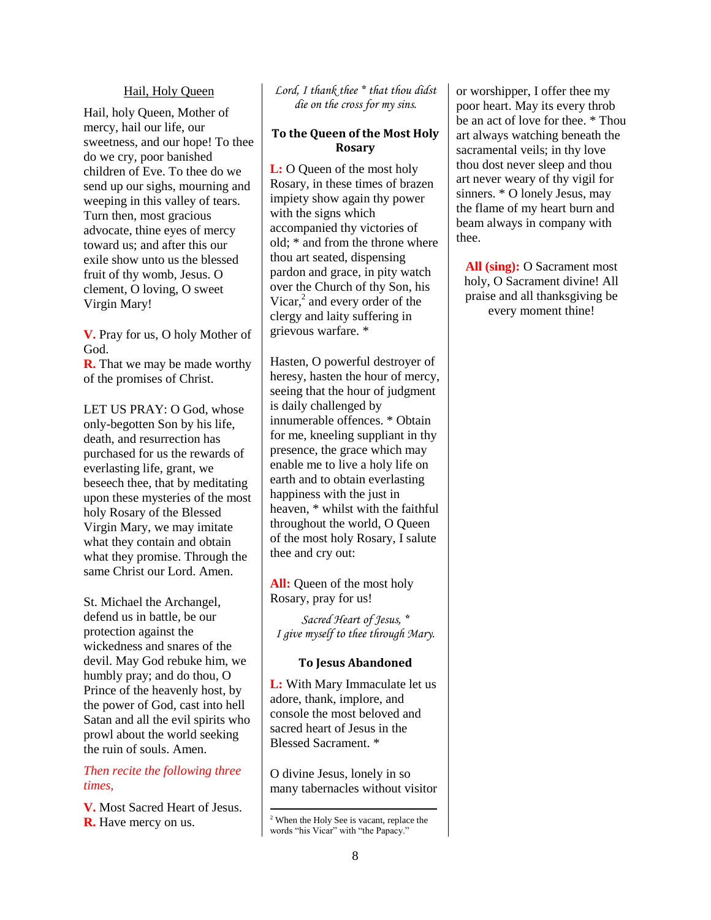## Hail, Holy Queen

Hail, holy Queen, Mother of mercy, hail our life, our sweetness, and our hope! To thee do we cry, poor banished children of Eve. To thee do we send up our sighs, mourning and weeping in this valley of tears. Turn then, most gracious advocate, thine eyes of mercy toward us; and after this our exile show unto us the blessed fruit of thy womb, Jesus. O clement, O loving, O sweet Virgin Mary!

**V.** Pray for us, O holy Mother of God.
**R.** That we may be made worthy of the promises of Christ.

LET US PRAY: O God, whose only-begotten Son by his life, death, and resurrection has purchased for us the rewards of everlasting life, grant, we beseech thee, that by meditating upon these mysteries of the most holy Rosary of the Blessed Virgin Mary, we may imitate what they contain and obtain what they promise. Through the same Christ our Lord. Amen.

St. Michael the Archangel, defend us in battle, be our protection against the wickedness and snares of the devil. May God rebuke him, we humbly pray; and do thou, O Prince of the heavenly host, by the power of God, cast into hell Satan and all the evil spirits who prowl about the world seeking the ruin of souls. Amen.

*Then recite the following three times,*

**V.** Most Sacred Heart of Jesus.
**R.** Have mercy on us.

*Lord, I thank thee * that thou didst die on the cross for my sins.*

### To the Queen of the Most Holy Rosary

**L:** O Queen of the most holy Rosary, in these times of brazen impiety show again thy power with the signs which accompanied thy victories of old; * and from the throne where thou art seated, dispensing pardon and grace, in pity watch over the Church of thy Son, his Vicar,[2] and every order of the clergy and laity suffering in grievous warfare. *

Hasten, O powerful destroyer of heresy, hasten the hour of mercy, seeing that the hour of judgment is daily challenged by innumerable offences. * Obtain for me, kneeling suppliant in thy presence, the grace which may enable me to live a holy life on earth and to obtain everlasting happiness with the just in heaven, * whilst with the faithful throughout the world, O Queen of the most holy Rosary, I salute thee and cry out:

**All:** Queen of the most holy Rosary, pray for us!

*Sacred Heart of Jesus, *
I give myself to thee through Mary.*

### To Jesus Abandoned

**L:** With Mary Immaculate let us adore, thank, implore, and console the most beloved and sacred heart of Jesus in the Blessed Sacrament. *

O divine Jesus, lonely in so many tabernacles without visitor or worshipper, I offer thee my poor heart. May its every throb be an act of love for thee. * Thou art always watching beneath the sacramental veils; in thy love thou dost never sleep and thou art never weary of thy vigil for sinners. * O lonely Jesus, may the flame of my heart burn and beam always in company with thee.

**All (sing):** O Sacrament most holy, O Sacrament divine! All praise and all thanksgiving be every moment thine!

---

[2] When the Holy See is vacant, replace the words "his Vicar" with "the Papacy."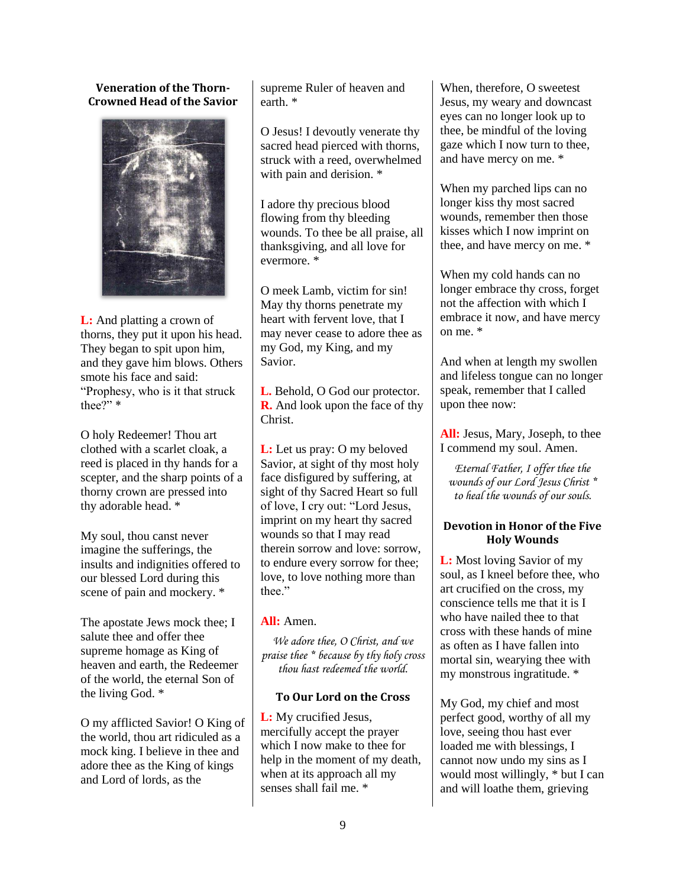### Veneration of the Thorn-Crowned Head of the Savior

**L:** And platting a crown of thorns, they put it upon his head. They began to spit upon him, and they gave him blows. Others smote his face and said: "Prophesy, who is it that struck thee?" *

O holy Redeemer! Thou art clothed with a scarlet cloak, a reed is placed in thy hands for a scepter, and the sharp points of a thorny crown are pressed into thy adorable head. *

My soul, thou canst never imagine the sufferings, the insults and indignities offered to our blessed Lord during this scene of pain and mockery. *

The apostate Jews mock thee; I salute thee and offer thee supreme homage as King of heaven and earth, the Redeemer of the world, the eternal Son of the living God. *

O my afflicted Savior! O King of the world, thou art ridiculed as a mock king. I believe in thee and adore thee as the King of kings and Lord of lords, as the supreme Ruler of heaven and earth. *

O Jesus! I devoutly venerate thy sacred head pierced with thorns, struck with a reed, overwhelmed with pain and derision. *

I adore thy precious blood flowing from thy bleeding wounds. To thee be all praise, all thanksgiving, and all love for evermore. *

O meek Lamb, victim for sin! May thy thorns penetrate my heart with fervent love, that I may never cease to adore thee as my God, my King, and my Savior.

**L.** Behold, O God our protector.
**R.** And look upon the face of thy Christ.

**L:** Let us pray: O my beloved Savior, at sight of thy most holy face disfigured by suffering, at sight of thy Sacred Heart so full of love, I cry out: "Lord Jesus, imprint on my heart thy sacred wounds so that I may read therein sorrow and love: sorrow, to endure every sorrow for thee; love, to love nothing more than thee."

**All:** Amen.

*We adore thee, O Christ, and we praise thee * because by thy holy cross thou hast redeemed the world.*

### To Our Lord on the Cross

**L:** My crucified Jesus, mercifully accept the prayer which I now make to thee for help in the moment of my death, when at its approach all my senses shall fail me. *

When, therefore, O sweetest Jesus, my weary and downcast eyes can no longer look up to thee, be mindful of the loving gaze which I now turn to thee, and have mercy on me. *

When my parched lips can no longer kiss thy most sacred wounds, remember then those kisses which I now imprint on thee, and have mercy on me. *

When my cold hands can no longer embrace thy cross, forget not the affection with which I embrace it now, and have mercy on me. *

And when at length my swollen and lifeless tongue can no longer speak, remember that I called upon thee now:

**All:** Jesus, Mary, Joseph, to thee I commend my soul. Amen.

*Eternal Father, I offer thee the wounds of our Lord Jesus Christ * to heal the wounds of our souls.*

### Devotion in Honor of the Five Holy Wounds

**L:** Most loving Savior of my soul, as I kneel before thee, who art crucified on the cross, my conscience tells me that it is I who have nailed thee to that cross with these hands of mine as often as I have fallen into mortal sin, wearying thee with my monstrous ingratitude. *

My God, my chief and most perfect good, worthy of all my love, seeing thou hast ever loaded me with blessings, I cannot now undo my sins as I would most willingly, * but I can and will loathe them, grieving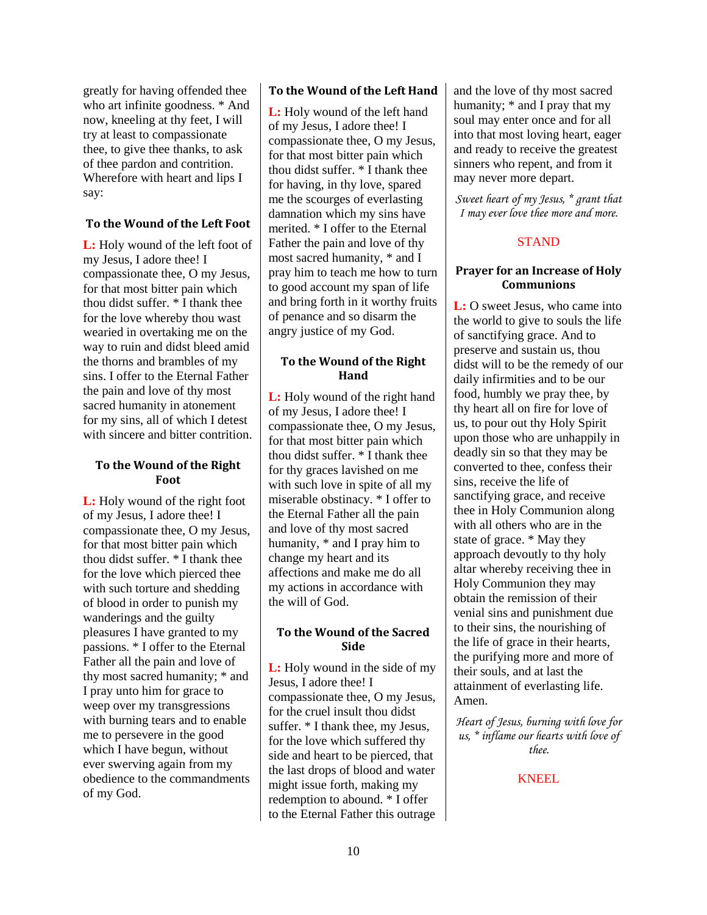greatly for having offended thee who art infinite goodness. * And now, kneeling at thy feet, I will try at least to compassionate thee, to give thee thanks, to ask of thee pardon and contrition. Wherefore with heart and lips I say:

### To the Wound of the Left Foot

**L:** Holy wound of the left foot of my Jesus, I adore thee! I compassionate thee, O my Jesus, for that most bitter pain which thou didst suffer. * I thank thee for the love whereby thou wast wearied in overtaking me on the way to ruin and didst bleed amid the thorns and brambles of my sins. I offer to the Eternal Father the pain and love of thy most sacred humanity in atonement for my sins, all of which I detest with sincere and bitter contrition.

### To the Wound of the Right Foot

**L:** Holy wound of the right foot of my Jesus, I adore thee! I compassionate thee, O my Jesus, for that most bitter pain which thou didst suffer. * I thank thee for the love which pierced thee with such torture and shedding of blood in order to punish my wanderings and the guilty pleasures I have granted to my passions. * I offer to the Eternal Father all the pain and love of thy most sacred humanity; * and I pray unto him for grace to weep over my transgressions with burning tears and to enable me to persevere in the good which I have begun, without ever swerving again from my obedience to the commandments of my God.

### To the Wound of the Left Hand

**L:** Holy wound of the left hand of my Jesus, I adore thee! I compassionate thee, O my Jesus, for that most bitter pain which thou didst suffer. * I thank thee for having, in thy love, spared me the scourges of everlasting damnation which my sins have merited. * I offer to the Eternal Father the pain and love of thy most sacred humanity, * and I pray him to teach me how to turn to good account my span of life and bring forth in it worthy fruits of penance and so disarm the angry justice of my God.

### To the Wound of the Right Hand

**L:** Holy wound of the right hand of my Jesus, I adore thee! I compassionate thee, O my Jesus, for that most bitter pain which thou didst suffer. * I thank thee for thy graces lavished on me with such love in spite of all my miserable obstinacy. * I offer to the Eternal Father all the pain and love of thy most sacred humanity, * and I pray him to change my heart and its affections and make me do all my actions in accordance with the will of God.

### To the Wound of the Sacred Side

**L:** Holy wound in the side of my Jesus, I adore thee! I compassionate thee, O my Jesus, for the cruel insult thou didst suffer. * I thank thee, my Jesus, for the love which suffered thy side and heart to be pierced, that the last drops of blood and water might issue forth, making my redemption to abound. * I offer to the Eternal Father this outrage and the love of thy most sacred humanity; * and I pray that my soul may enter once and for all into that most loving heart, eager and ready to receive the greatest sinners who repent, and from it may never more depart.

*Sweet heart of my Jesus, * grant that I may ever love thee more and more.*

STAND

### Prayer for an Increase of Holy Communions

**L:** O sweet Jesus, who came into the world to give to souls the life of sanctifying grace. And to preserve and sustain us, thou didst will to be the remedy of our daily infirmities and to be our food, humbly we pray thee, by thy heart all on fire for love of us, to pour out thy Holy Spirit upon those who are unhappily in deadly sin so that they may be converted to thee, confess their sins, receive the life of sanctifying grace, and receive thee in Holy Communion along with all others who are in the state of grace. * May they approach devoutly to thy holy altar whereby receiving thee in Holy Communion they may obtain the remission of their venial sins and punishment due to their sins, the nourishing of the life of grace in their hearts, the purifying more and more of their souls, and at last the attainment of everlasting life. Amen.

*Heart of Jesus, burning with love for us, * inflame our hearts with love of thee.*

KNEEL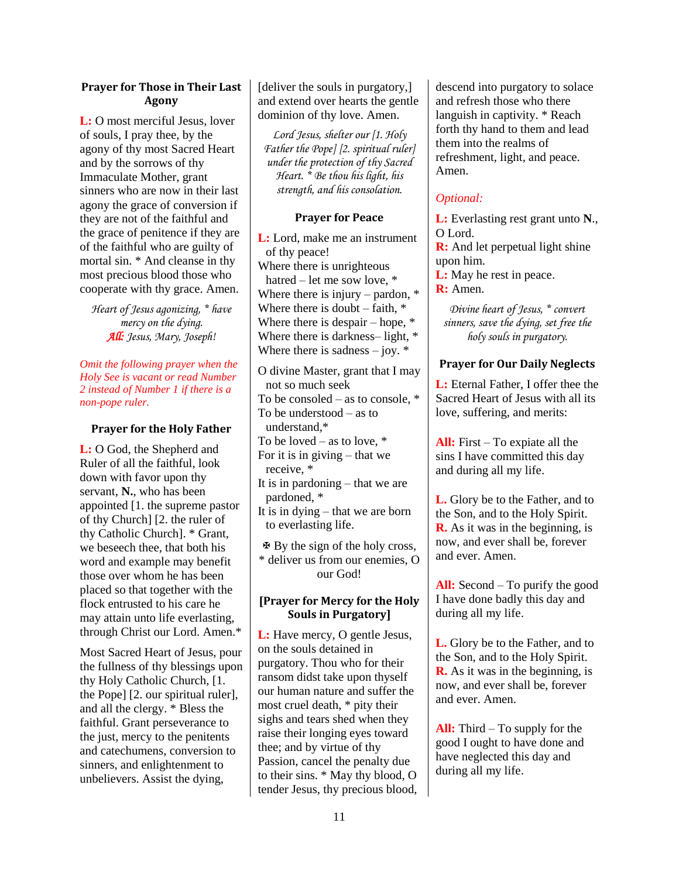### Prayer for Those in Their Last Agony

**L:** O most merciful Jesus, lover of souls, I pray thee, by the agony of thy most Sacred Heart and by the sorrows of thy Immaculate Mother, grant sinners who are now in their last agony the grace of conversion if they are not of the faithful and the grace of penitence if they are of the faithful who are guilty of mortal sin. * And cleanse in thy most precious blood those who cooperate with thy grace. Amen.

*Heart of Jesus agonizing, * have mercy on the dying.*
***All:*** *Jesus, Mary, Joseph!*

*Omit the following prayer when the Holy See is vacant or read Number 2 instead of Number 1 if there is a non-pope ruler.*

### Prayer for the Holy Father

**L:** O God, the Shepherd and Ruler of all the faithful, look down with favor upon thy servant, **N.**, who has been appointed [1. the supreme pastor of thy Church] [2. the ruler of thy Catholic Church]. * Grant, we beseech thee, that both his word and example may benefit those over whom he has been placed so that together with the flock entrusted to his care he may attain unto life everlasting, through Christ our Lord. Amen.*

Most Sacred Heart of Jesus, pour the fullness of thy blessings upon thy Holy Catholic Church, [1. the Pope] [2. our spiritual ruler], and all the clergy. * Bless the faithful. Grant perseverance to the just, mercy to the penitents and catechumens, conversion to sinners, and enlightenment to unbelievers. Assist the dying, [deliver the souls in purgatory,] and extend over hearts the gentle dominion of thy love. Amen.

*Lord Jesus, shelter our [1. Holy Father the Pope] [2. spiritual ruler] under the protection of thy Sacred Heart. * Be thou his light, his strength, and his consolation.*

### Prayer for Peace

**L:** Lord, make me an instrument of thy peace!
Where there is unrighteous hatred – let me sow love, *
Where there is injury – pardon, *
Where there is doubt – faith, *
Where there is despair – hope, *
Where there is darkness– light, *
Where there is sadness – joy. *

O divine Master, grant that I may not so much seek
To be consoled – as to console, *
To be understood – as to understand,*
To be loved – as to love, *
For it is in giving – that we receive, *
It is in pardoning – that we are pardoned, *
It is in dying – that we are born to everlasting life.

✠ By the sign of the holy cross, * deliver us from our enemies, O our God!

### [Prayer for Mercy for the Holy Souls in Purgatory]

**L:** Have mercy, O gentle Jesus, on the souls detained in purgatory. Thou who for their ransom didst take upon thyself our human nature and suffer the most cruel death, * pity their sighs and tears shed when they raise their longing eyes toward thee; and by virtue of thy Passion, cancel the penalty due to their sins. * May thy blood, O tender Jesus, thy precious blood, descend into purgatory to solace and refresh those who there languish in captivity. * Reach forth thy hand to them and lead them into the realms of refreshment, light, and peace. Amen.

*Optional:*

**L:** Everlasting rest grant unto **N.**, O Lord.
**R:** And let perpetual light shine upon him.
**L:** May he rest in peace.
**R:** Amen.

*Divine heart of Jesus, * convert sinners, save the dying, set free the holy souls in purgatory.*

### Prayer for Our Daily Neglects

**L:** Eternal Father, I offer thee the Sacred Heart of Jesus with all its love, suffering, and merits:

**All:** First – To expiate all the sins I have committed this day and during all my life.

**L.** Glory be to the Father, and to the Son, and to the Holy Spirit.
**R.** As it was in the beginning, is now, and ever shall be, forever and ever. Amen.

**All:** Second – To purify the good I have done badly this day and during all my life.

**L.** Glory be to the Father, and to the Son, and to the Holy Spirit.
**R.** As it was in the beginning, is now, and ever shall be, forever and ever. Amen.

**All:** Third – To supply for the good I ought to have done and have neglected this day and during all my life.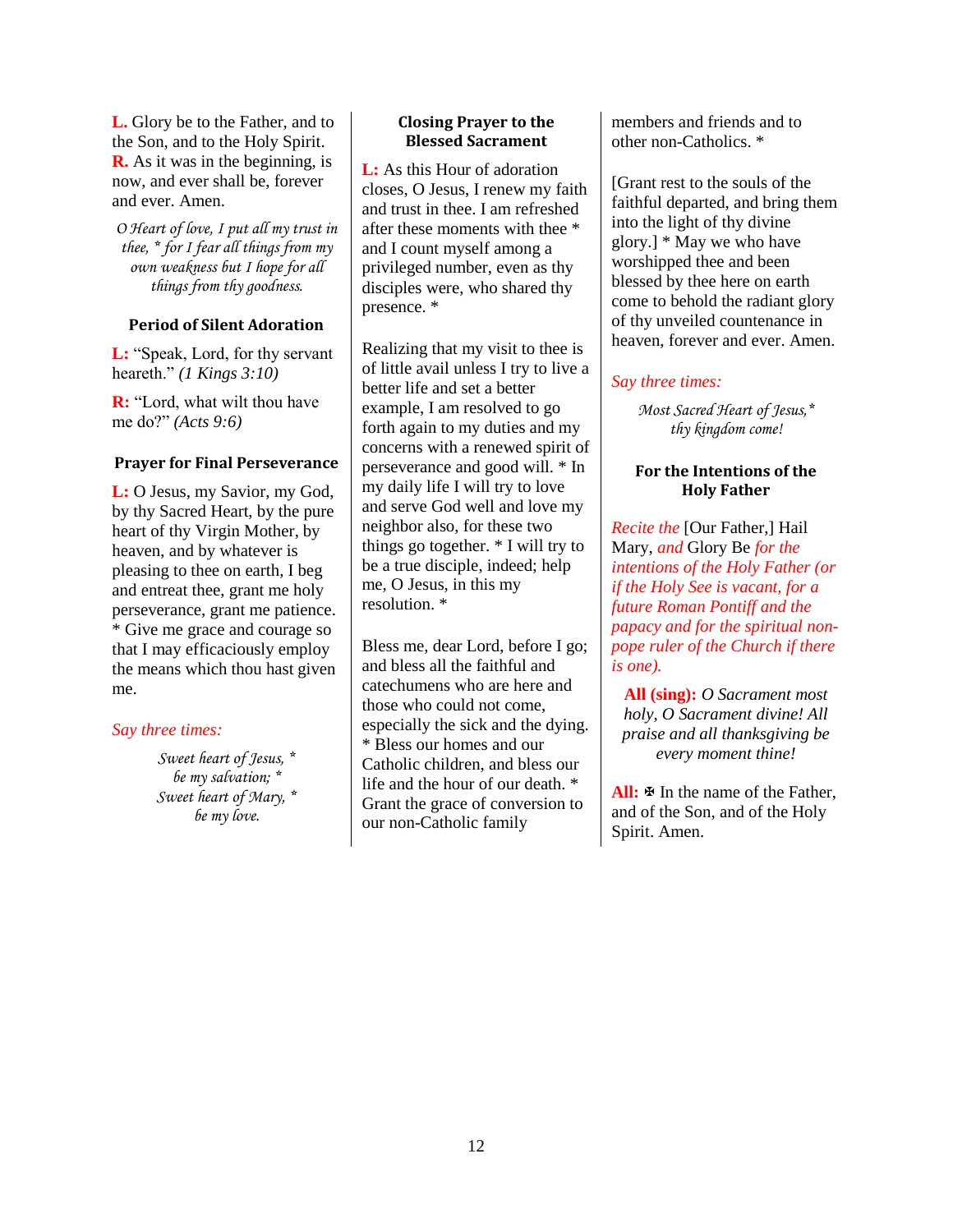**L.** Glory be to the Father, and to the Son, and to the Holy Spirit.
**R.** As it was in the beginning, is now, and ever shall be, forever and ever. Amen.

*O Heart of love, I put all my trust in thee, * for I fear all things from my own weakness but I hope for all things from thy goodness.*

### Period of Silent Adoration

**L:** "Speak, Lord, for thy servant heareth." *(1 Kings 3:10)*

**R:** "Lord, what wilt thou have me do?" *(Acts 9:6)*

### Prayer for Final Perseverance

**L:** O Jesus, my Savior, my God, by thy Sacred Heart, by the pure heart of thy Virgin Mother, by heaven, and by whatever is pleasing to thee on earth, I beg and entreat thee, grant me holy perseverance, grant me patience. * Give me grace and courage so that I may efficaciously employ the means which thou hast given me.

*Say three times:*

*Sweet heart of Jesus, *
be my salvation; *
Sweet heart of Mary, *
be my love.*

### Closing Prayer to the Blessed Sacrament

**L:** As this Hour of adoration closes, O Jesus, I renew my faith and trust in thee. I am refreshed after these moments with thee * and I count myself among a privileged number, even as thy disciples were, who shared thy presence. *

Realizing that my visit to thee is of little avail unless I try to live a better life and set a better example, I am resolved to go forth again to my duties and my concerns with a renewed spirit of perseverance and good will. * In my daily life I will try to love and serve God well and love my neighbor also, for these two things go together. * I will try to be a true disciple, indeed; help me, O Jesus, in this my resolution. *

Bless me, dear Lord, before I go; and bless all the faithful and catechumens who are here and those who could not come, especially the sick and the dying. * Bless our homes and our Catholic children, and bless our life and the hour of our death. * Grant the grace of conversion to our non-Catholic family members and friends and to other non-Catholics. *

[Grant rest to the souls of the faithful departed, and bring them into the light of thy divine glory.] * May we who have worshipped thee and been blessed by thee here on earth come to behold the radiant glory of thy unveiled countenance in heaven, forever and ever. Amen.

*Say three times:*

*Most Sacred Heart of Jesus,*
thy kingdom come!*

### For the Intentions of the Holy Father

*Recite the* [Our Father,] Hail Mary, *and* Glory Be *for the intentions of the Holy Father (or if the Holy See is vacant, for a future Roman Pontiff and the papacy and for the spiritual non-pope ruler of the Church if there is one).*

**All (sing):** *O Sacrament most holy, O Sacrament divine! All praise and all thanksgiving be every moment thine!*

**All:** ✠ In the name of the Father, and of the Son, and of the Holy Spirit. Amen.